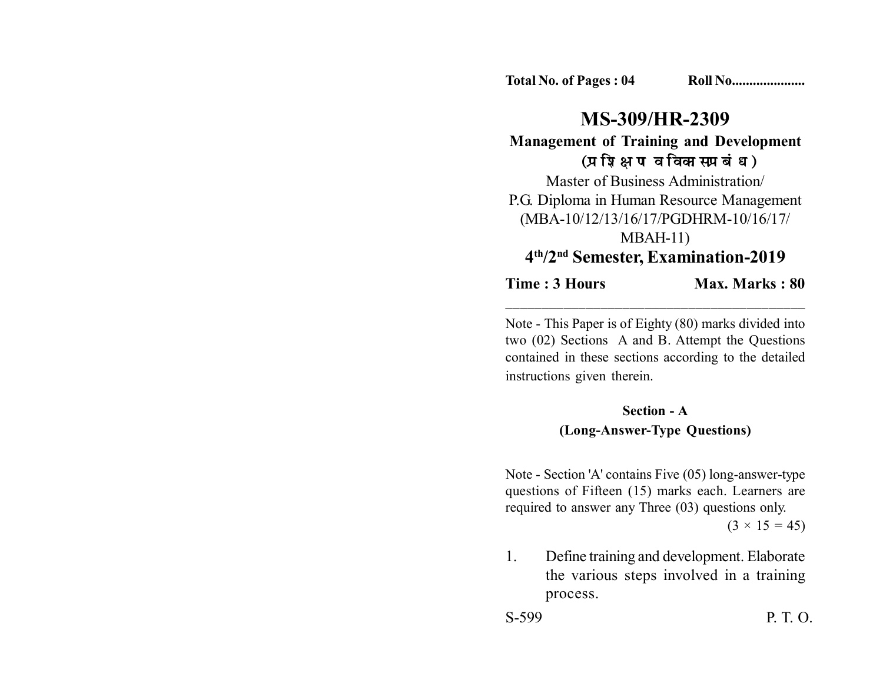Total No. of Pages : 04 Roll No....................

# MS-309/HR-2309

## Management of Training and Development

**(प्रशिक्षण व विकास प्रबंध)**

Master of Business Administration/
P.G. Diploma in Human Resource Management
(MBA-10/12/13/16/17/PGDHRM-10/16/17/
MBAH-11)

**4th/2nd Semester, Examination-2019**

**Time : 3 Hours** **Max. Marks : 80**

---

Note - This Paper is of Eighty (80) marks divided into two (02) Sections A and B. Attempt the Questions contained in these sections according to the detailed instructions given therein.

### Section - A

### (Long-Answer-Type Questions)

Note - Section 'A' contains Five (05) long-answer-type questions of Fifteen (15) marks each. Learners are required to answer any Three (03) questions only.

(3 × 15 = 45)

1. Define training and development. Elaborate the various steps involved in a training process.

S-599 P. T. O.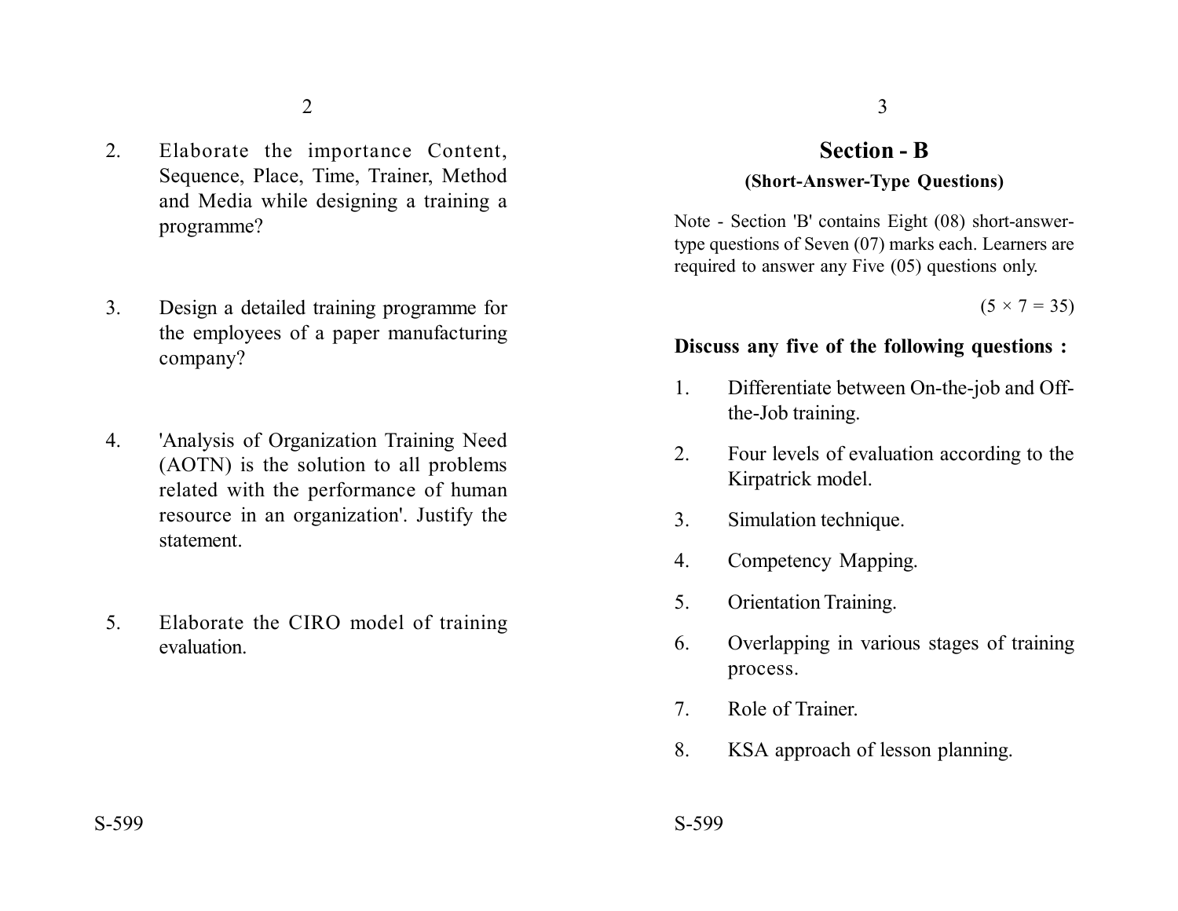2. Elaborate the importance Content, Sequence, Place, Time, Trainer, Method and Media while designing a training a programme?

3. Design a detailed training programme for the employees of a paper manufacturing company?

4. 'Analysis of Organization Training Need (AOTN) is the solution to all problems related with the performance of human resource in an organization'. Justify the statement.

5. Elaborate the CIRO model of training evaluation.

## Section - B

### (Short-Answer-Type Questions)

Note - Section 'B' contains Eight (08) short-answer-type questions of Seven (07) marks each. Learners are required to answer any Five (05) questions only.

(5 × 7 = 35)

**Discuss any five of the following questions :**

1. Differentiate between On-the-job and Off-the-Job training.
2. Four levels of evaluation according to the Kirpatrick model.
3. Simulation technique.
4. Competency Mapping.
5. Orientation Training.
6. Overlapping in various stages of training process.
7. Role of Trainer.
8. KSA approach of lesson planning.

S-599